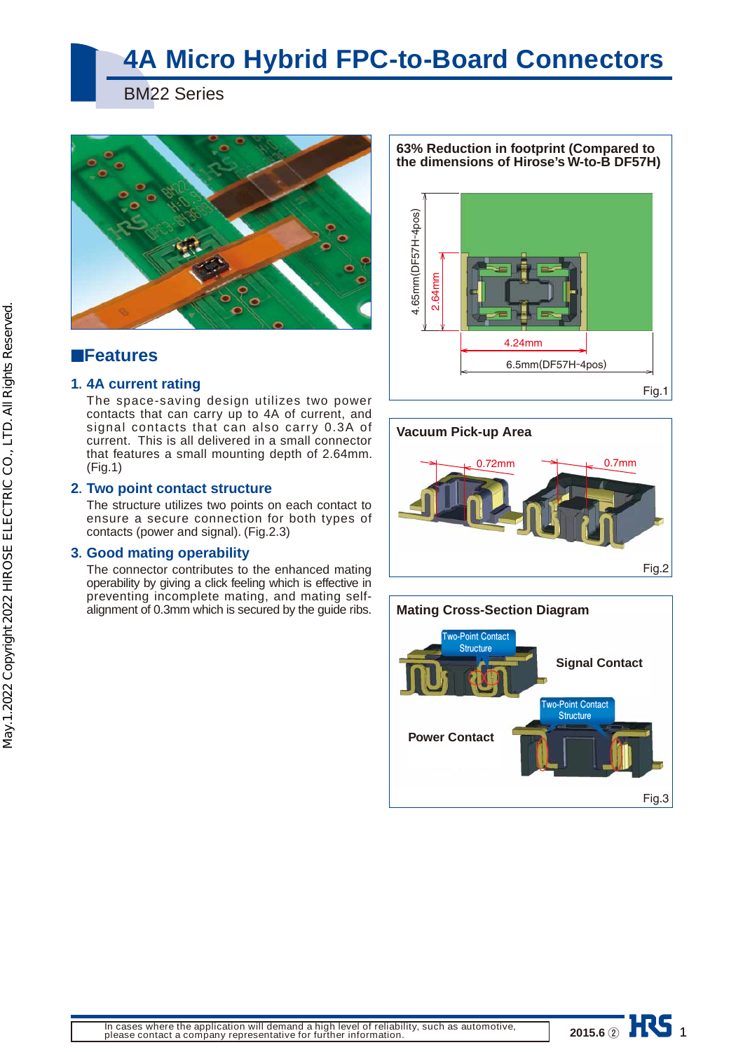# 4A Micro Hybrid FPC-to-Board Connectors

BM22 Series

## ■Features

### 1. 4A current rating

The space-saving design utilizes two power contacts that can carry up to 4A of current, and signal contacts that can also carry 0.3A of current. This is all delivered in a small connector that features a small mounting depth of 2.64mm. (Fig.1)

### 2. Two point contact structure

The structure utilizes two points on each contact to ensure a secure connection for both types of contacts (power and signal). (Fig.2.3)

### 3. Good mating operability

The connector contributes to the enhanced mating operability by giving a click feeling which is effective in preventing incomplete mating, and mating self-alignment of 0.3mm which is secured by the guide ribs.

**63% Reduction in footprint (Compared to the dimensions of Hirose's W-to-B DF57H)**

4.65mm(DF57H-4pos)
2.64mm
4.24mm
6.5mm(DF57H-4pos)

Fig.1

**Vacuum Pick-up Area**

0.72mm
0.7mm

Fig.2

**Mating Cross-Section Diagram**

Two-Point Contact Structure
Signal Contact
Two-Point Contact Structure
Power Contact

Fig.3

In cases where the application will demand a high level of reliability, such as automotive, please contact a company representative for further information.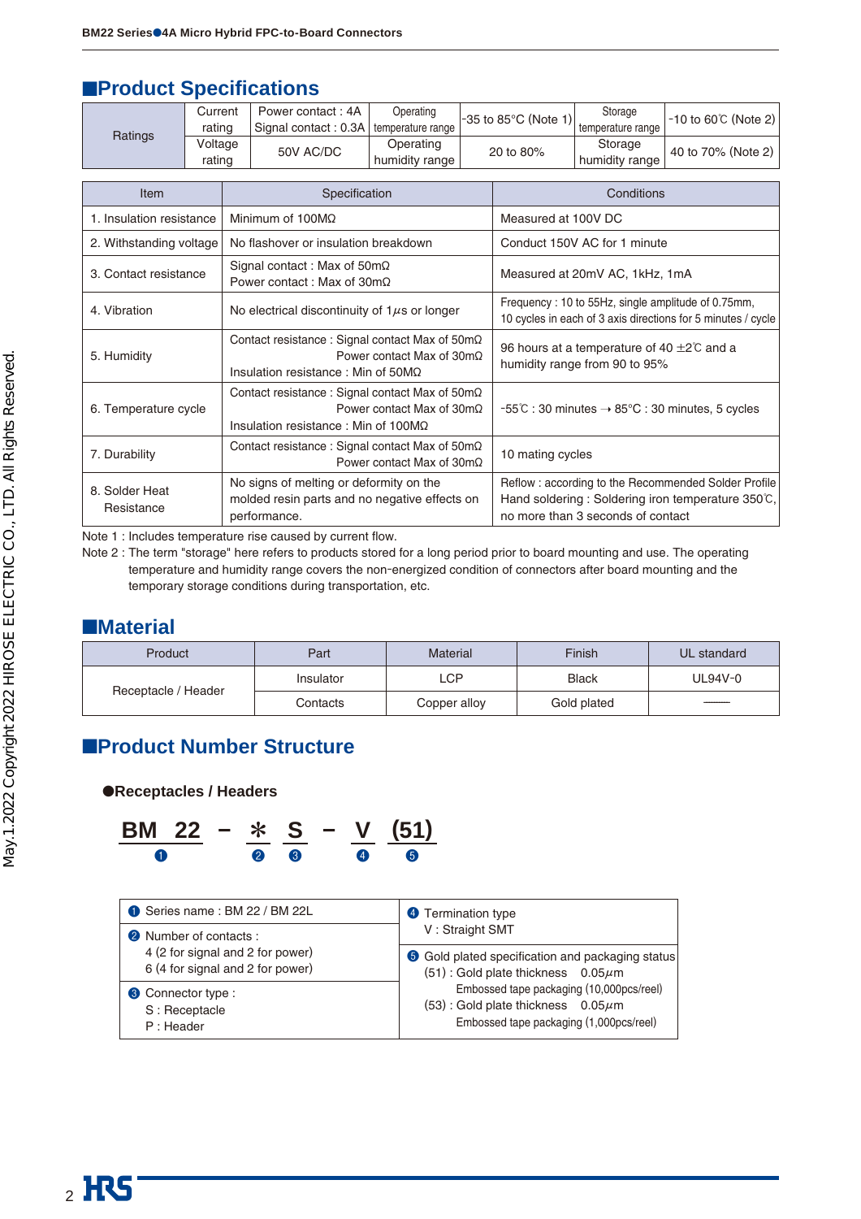## ■Product Specifications

| Ratings | Current rating | Power contact : 4A<br>Signal contact : 0.3A | Operating temperature range | -35 to 85°C (Note 1) | Storage temperature range | -10 to 60℃ (Note 2) |
|---|---|---|---|---|---|---|
| | Voltage rating | 50V AC/DC | Operating humidity range | 20 to 80% | Storage humidity range | 40 to 70% (Note 2) |

| Item | Specification | Conditions |
|---|---|---|
| 1. Insulation resistance | Minimum of 100MΩ | Measured at 100V DC |
| 2. Withstanding voltage | No flashover or insulation breakdown | Conduct 150V AC for 1 minute |
| 3. Contact resistance | Signal contact : Max of 50mΩ<br>Power contact : Max of 30mΩ | Measured at 20mV AC, 1kHz, 1mA |
| 4. Vibration | No electrical discontinuity of 1$\mu$s or longer | Frequency : 10 to 55Hz, single amplitude of 0.75mm, 10 cycles in each of 3 axis directions for 5 minutes / cycle |
| 5. Humidity | Contact resistance : Signal contact Max of 50mΩ<br>Power contact Max of 30mΩ<br>Insulation resistance : Min of 50MΩ | 96 hours at a temperature of 40 ±2℃ and a humidity range from 90 to 95% |
| 6. Temperature cycle | Contact resistance : Signal contact Max of 50mΩ<br>Power contact Max of 30mΩ<br>Insulation resistance : Min of 100MΩ | -55℃ : 30 minutes → 85°C : 30 minutes, 5 cycles |
| 7. Durability | Contact resistance : Signal contact Max of 50mΩ<br>Power contact Max of 30mΩ | 10 mating cycles |
| 8. Solder Heat Resistance | No signs of melting or deformity on the molded resin parts and no negative effects on performance. | Reflow : according to the Recommended Solder Profile<br>Hand soldering : Soldering iron temperature 350℃, no more than 3 seconds of contact |

Note 1 : Includes temperature rise caused by current flow.

Note 2 : The term "storage" here refers to products stored for a long period prior to board mounting and use. The operating temperature and humidity range covers the non-energized condition of connectors after board mounting and the temporary storage conditions during transportation, etc.

## ■Material

| Product | Part | Material | Finish | UL standard |
|---|---|---|---|---|
| Receptacle / Header | Insulator | LCP | Black | UL94V-0 |
| | Contacts | Copper alloy | Gold plated | —— |

## ■Product Number Structure

### ●Receptacles / Headers

**BM 22 – ＊ S – V (51)**

❶ ❷ ❸ ❹ ❺

| | |
|---|---|
| ❶ Series name : BM 22 / BM 22L | ❹ Termination type<br>V : Straight SMT |
| ❷ Number of contacts :<br>4 (2 for signal and 2 for power)<br>6 (4 for signal and 2 for power) | ❺ Gold plated specification and packaging status<br>(51) : Gold plate thickness 0.05$\mu$m<br>Embossed tape packaging (10,000pcs/reel)<br>(53) : Gold plate thickness 0.05$\mu$m<br>Embossed tape packaging (1,000pcs/reel) |
| ❸ Connector type :<br>S : Receptacle<br>P : Header | |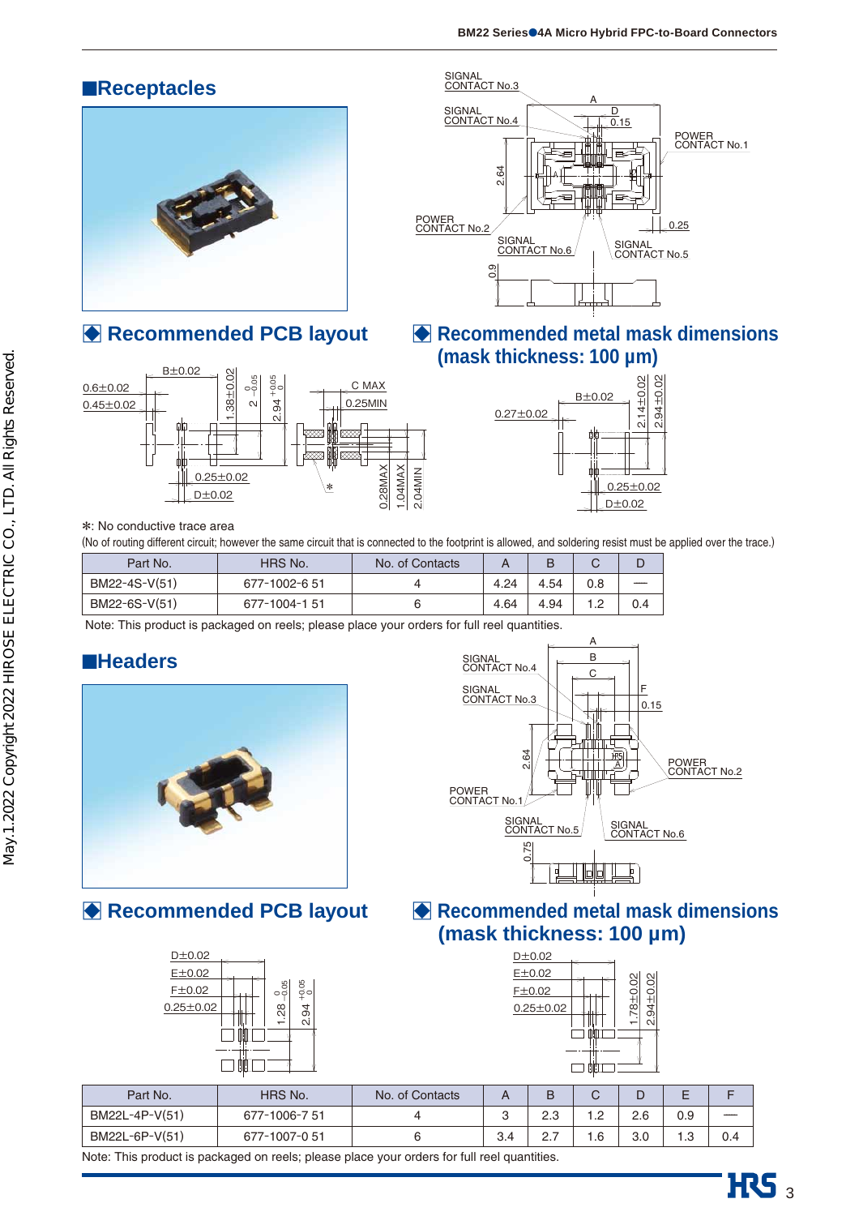## ■Receptacles

SIGNAL CONTACT No.3

SIGNAL CONTACT No.4

POWER CONTACT No.1

POWER CONTACT No.2

SIGNAL CONTACT No.6

SIGNAL CONTACT No.5

A

D

0.15

2.64

0.25

0.9

### ◆ Recommended PCB layout

B±0.02

0.6±0.02

0.45±0.02

1.38±0.02

$2^{\ 0}_{-0.05}$

$2.94^{+0.05}_{\ 0}$

C MAX

0.25MIN

0.25±0.02

D±0.02

0.28MAX

1.04MAX

2.04MIN

### ◆ Recommended metal mask dimensions (mask thickness: 100 μm)

B±0.02

0.27±0.02

2.14±0.02

2.94±0.02

0.25±0.02

D±0.02

*: No conductive trace area

(No of routing different circuit; however the same circuit that is connected to the footprint is allowed, and soldering resist must be applied over the trace.)

| Part No. | HRS No. | No. of Contacts | A | B | C | D |
|---|---|---|---|---|---|---|
| BM22-4S-V(51) | 677-1002-6 51 | 4 | 4.24 | 4.54 | 0.8 | — |
| BM22-6S-V(51) | 677-1004-1 51 | 6 | 4.64 | 4.94 | 1.2 | 0.4 |

Note: This product is packaged on reels; please place your orders for full reel quantities.

## ■Headers

SIGNAL CONTACT No.4

SIGNAL CONTACT No.3

POWER CONTACT No.2

POWER CONTACT No.1

SIGNAL CONTACT No.5

SIGNAL CONTACT No.6

A

B

C

F

0.15

2.64

0.75

### ◆ Recommended PCB layout

D±0.02

E±0.02

F±0.02

0.25±0.02

$1.28^{\ 0}_{-0.05}$

$2.94^{+0.05}_{\ 0}$

### ◆ Recommended metal mask dimensions (mask thickness: 100 μm)

D±0.02

E±0.02

F±0.02

0.25±0.02

1.78±0.02

2.94±0.02

| Part No. | HRS No. | No. of Contacts | A | B | C | D | E | F |
|---|---|---|---|---|---|---|---|---|
| BM22L-4P-V(51) | 677-1006-7 51 | 4 | 3 | 2.3 | 1.2 | 2.6 | 0.9 | — |
| BM22L-6P-V(51) | 677-1007-0 51 | 6 | 3.4 | 2.7 | 1.6 | 3.0 | 1.3 | 0.4 |

Note: This product is packaged on reels; please place your orders for full reel quantities.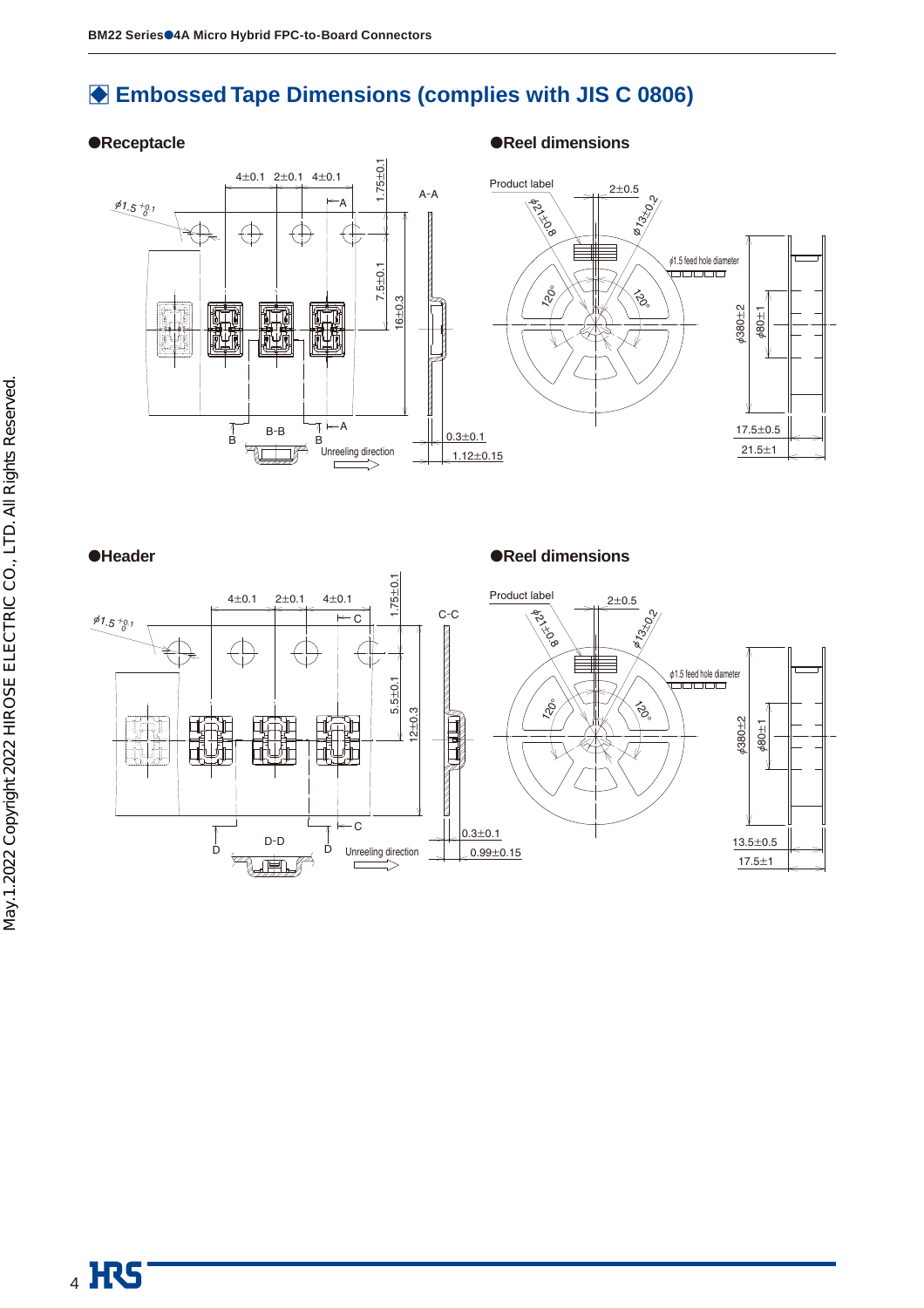## Embossed Tape Dimensions (complies with JIS C 0806)

### ●Receptacle

4±0.1
2±0.1
4±0.1
1.75±0.1
A-A
$\phi 1.5^{+0.1}_{0}$
A
7.5±0.1
16±0.3
B-B
B
B
A
Unreeling direction
0.3±0.1
1.12±0.15

### ●Reel dimensions

Product label
2±0.5
φ21±0.8
φ13±0.2
φ1.5 feed hole diameter
120°
120°
φ380±2
φ80±1
17.5±0.5
21.5±1

### ●Header

4±0.1
2±0.1
4±0.1
1.75±0.1
C-C
$\phi 1.5^{+0.1}_{0}$
C
5.5±0.1
12±0.3
D-D
D
D
C
Unreeling direction
0.3±0.1
0.99±0.15

### ●Reel dimensions

Product label
2±0.5
φ21±0.8
φ13±0.2
φ1.5 feed hole diameter
120°
120°
φ380±2
φ80±1
13.5±0.5
17.5±1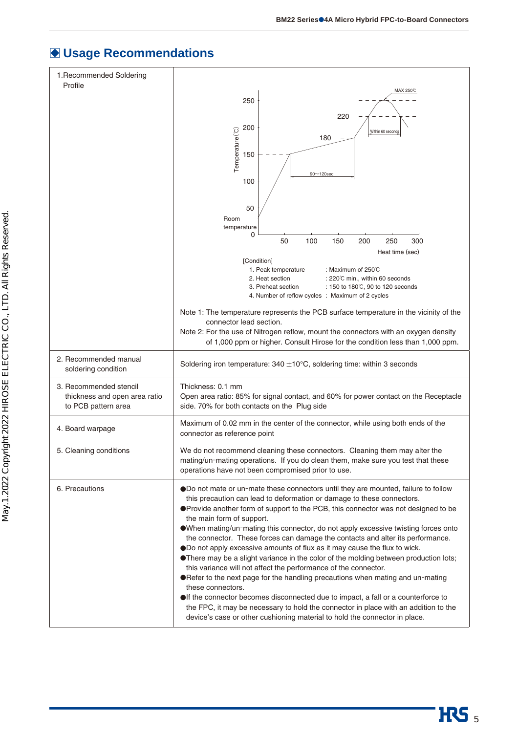## ◆ Usage Recommendations

| | |
|---|---|
| 1.Recommended Soldering Profile | MAX 250℃<br>250<br>220<br>200<br>180<br>150<br>100<br>50<br>Room temperature<br>0<br>Temperature (℃)<br>Within 60 seconds<br>90～120sec<br>50 100 150 200 250 300<br>Heat time (sec)<br>[Condition]<br>1. Peak temperature : Maximum of 250℃<br>2. Heat section : 220℃ min., within 60 seconds<br>3. Preheat section : 150 to 180℃, 90 to 120 seconds<br>4. Number of reflow cycles : Maximum of 2 cycles<br><br>Note 1: The temperature represents the PCB surface temperature in the vicinity of the connector lead section.<br>Note 2: For the use of Nitrogen reflow, mount the connectors with an oxygen density of 1,000 ppm or higher. Consult Hirose for the condition less than 1,000 ppm. |
| 2. Recommended manual soldering condition | Soldering iron temperature: 340 ±10°C, soldering time: within 3 seconds |
| 3. Recommended stencil thickness and open area ratio to PCB pattern area | Thickness: 0.1 mm<br>Open area ratio: 85% for signal contact, and 60% for power contact on the Receptacle side. 70% for both contacts on the Plug side |
| 4. Board warpage | Maximum of 0.02 mm in the center of the connector, while using both ends of the connector as reference point |
| 5. Cleaning conditions | We do not recommend cleaning these connectors. Cleaning them may alter the mating/un-mating operations. If you do clean them, make sure you test that these operations have not been compromised prior to use. |
| 6. Precautions | ●Do not mate or un-mate these connectors until they are mounted, failure to follow this precaution can lead to deformation or damage to these connectors.<br>●Provide another form of support to the PCB, this connector was not designed to be the main form of support.<br>●When mating/un-mating this connector, do not apply excessive twisting forces onto the connector. These forces can damage the contacts and alter its performance.<br>●Do not apply excessive amounts of flux as it may cause the flux to wick.<br>●There may be a slight variance in the color of the molding between production lots; this variance will not affect the performance of the connector.<br>●Refer to the next page for the handling precautions when mating and un-mating these connectors.<br>●If the connector becomes disconnected due to impact, a fall or a counterforce to the FPC, it may be necessary to hold the connector in place with an addition to the device's case or other cushioning material to hold the connector in place. |

May.1.2022 Copyright 2022 HIROSE ELECTRIC CO., LTD. All Rights Reserved.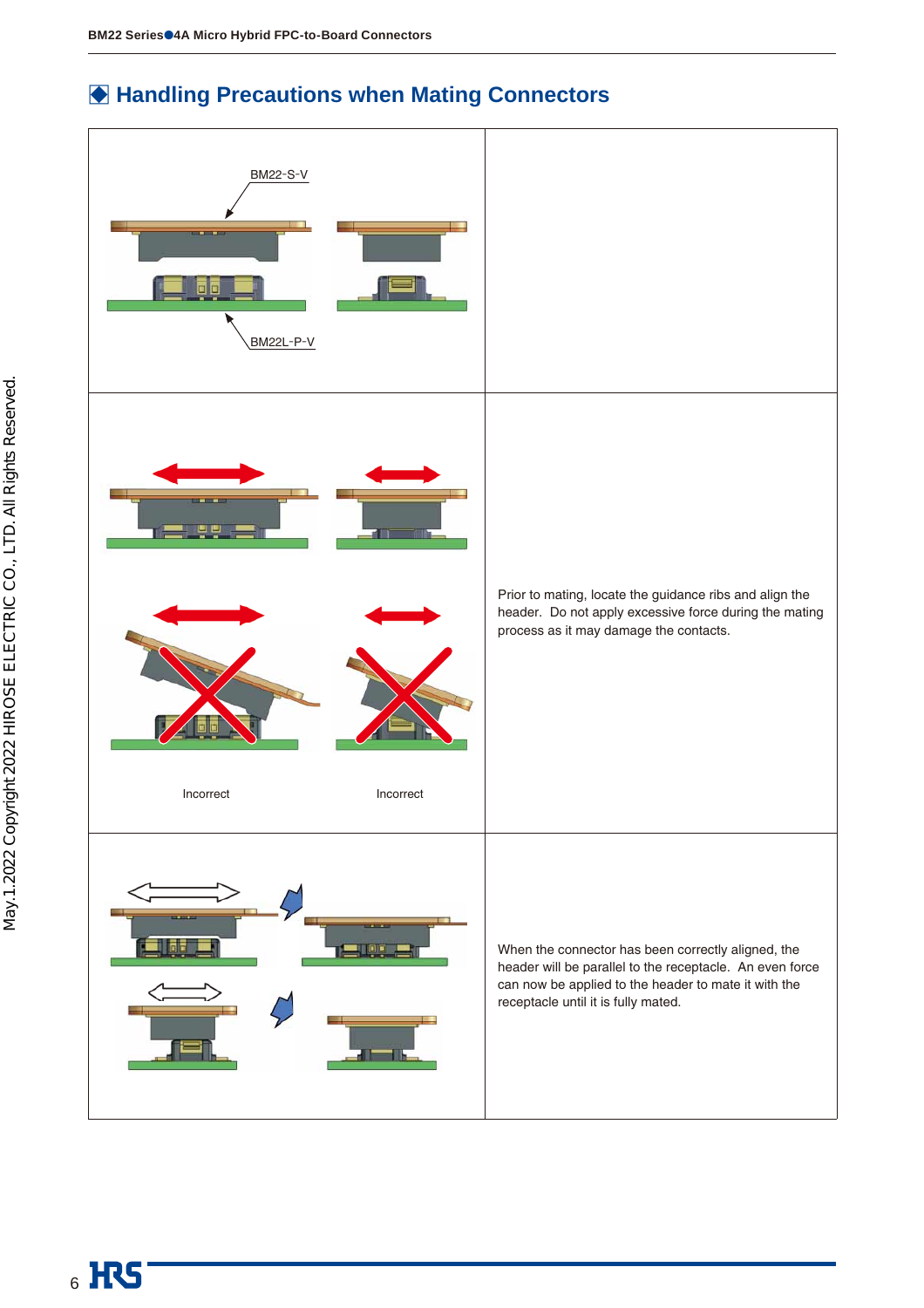## Handling Precautions when Mating Connectors

| | |
|---|---|
| BM22-S-V<br>BM22L-P-V | |
| Incorrect Incorrect | Prior to mating, locate the guidance ribs and align the header. Do not apply excessive force during the mating process as it may damage the contacts. |
| | When the connector has been correctly aligned, the header will be parallel to the receptacle. An even force can now be applied to the header to mate it with the receptacle until it is fully mated. |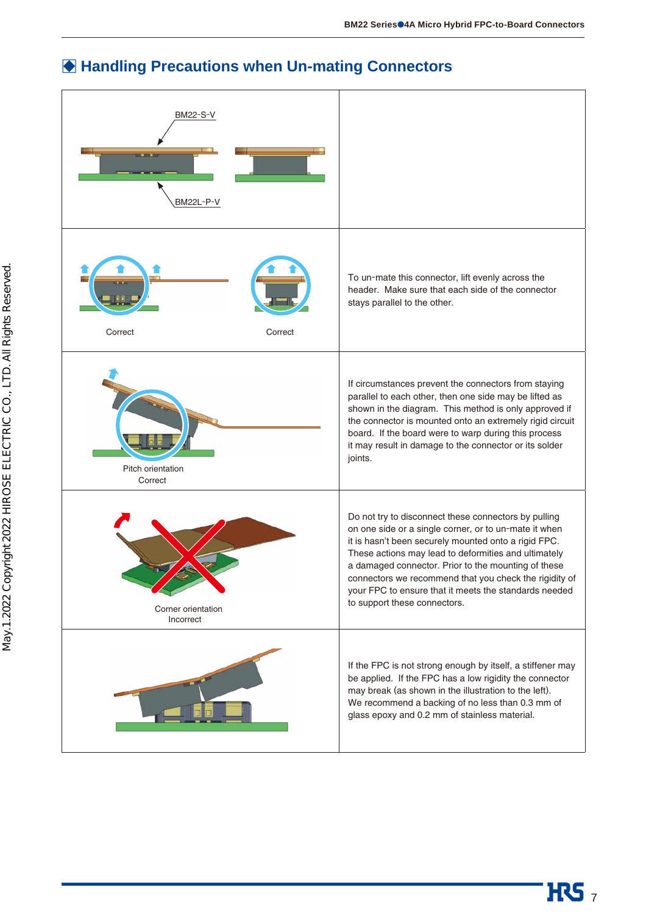## Handling Precautions when Un-mating Connectors

| | |
|---|---|
| BM22-S-V<br>BM22L-P-V | |
| Correct    Correct | To un-mate this connector, lift evenly across the header. Make sure that each side of the connector stays parallel to the other. |
| Pitch orientation<br>Correct | If circumstances prevent the connectors from staying parallel to each other, then one side may be lifted as shown in the diagram. This method is only approved if the connector is mounted onto an extremely rigid circuit board. If the board were to warp during this process it may result in damage to the connector or its solder joints. |
| Corner orientation<br>Incorrect | Do not try to disconnect these connectors by pulling on one side or a single corner, or to un-mate it when it is hasn't been securely mounted onto a rigid FPC. These actions may lead to deformities and ultimately a damaged connector. Prior to the mounting of these connectors we recommend that you check the rigidity of your FPC to ensure that it meets the standards needed to support these connectors. |
| | If the FPC is not strong enough by itself, a stiffener may be applied. If the FPC has a low rigidity the connector may break (as shown in the illustration to the left). We recommend a backing of no less than 0.3 mm of glass epoxy and 0.2 mm of stainless material. |

May.1.2022 Copyright 2022 HIROSE ELECTRIC CO., LTD. All Rights Reserved.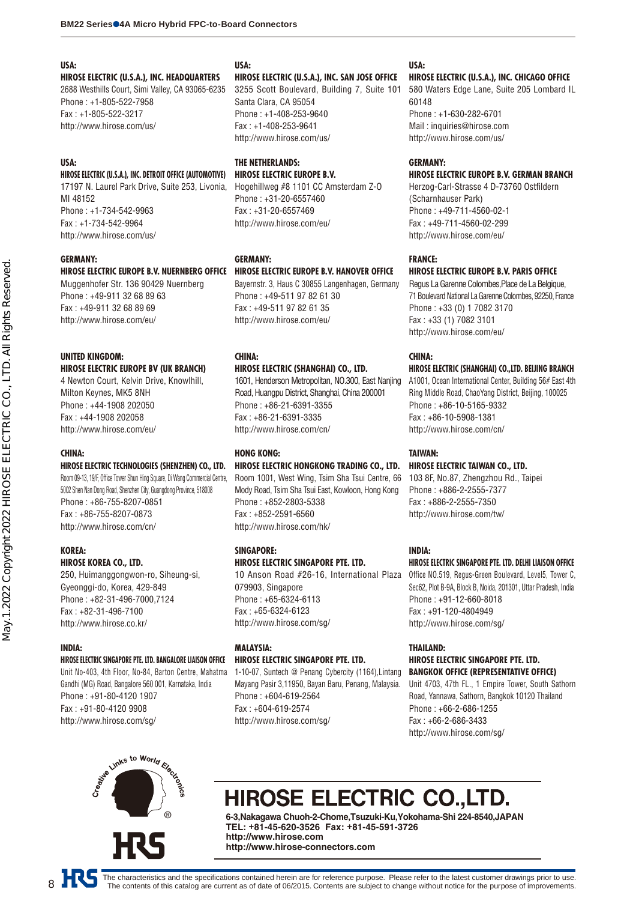**USA:**
**HIROSE ELECTRIC (U.S.A.), INC. HEADQUARTERS**
2688 Westhills Court, Simi Valley, CA 93065-6235
Phone : +1-805-522-7958
Fax : +1-805-522-3217
http://www.hirose.com/us/

**USA:**
**HIROSE ELECTRIC (U.S.A.), INC. SAN JOSE OFFICE**
3255 Scott Boulevard, Building 7, Suite 101 Santa Clara, CA 95054
Phone : +1-408-253-9640
Fax : +1-408-253-9641
http://www.hirose.com/us/

**USA:**
**HIROSE ELECTRIC (U.S.A.), INC. CHICAGO OFFICE**
580 Waters Edge Lane, Suite 205 Lombard IL 60148
Phone : +1-630-282-6701
Mail : inquiries@hirose.com
http://www.hirose.com/us/

**USA:**
**HIROSE ELECTRIC (U.S.A.), INC. DETROIT OFFICE (AUTOMOTIVE)**
17197 N. Laurel Park Drive, Suite 253, Livonia, MI 48152
Phone : +1-734-542-9963
Fax : +1-734-542-9964
http://www.hirose.com/us/

**THE NETHERLANDS:**
**HIROSE ELECTRIC EUROPE B.V.**
Hogehillweg #8 1101 CC Amsterdam Z-O
Phone : +31-20-6557460
Fax : +31-20-6557469
http://www.hirose.com/eu/

**GERMANY:**
**HIROSE ELECTRIC EUROPE B.V. GERMAN BRANCH**
Herzog-Carl-Strasse 4 D-73760 Ostfildern (Scharnhauser Park)
Phone : +49-711-4560-02-1
Fax : +49-711-4560-02-299
http://www.hirose.com/eu/

**GERMANY:**
**HIROSE ELECTRIC EUROPE B.V. NUERNBERG OFFICE**
Muggenhofer Str. 136 90429 Nuernberg
Phone : +49-911 32 68 89 63
Fax : +49-911 32 68 89 69
http://www.hirose.com/eu/

**GERMANY:**
**HIROSE ELECTRIC EUROPE B.V. HANOVER OFFICE**
Bayernstr. 3, Haus C 30855 Langenhagen, Germany
Phone : +49-511 97 82 61 30
Fax : +49-511 97 82 61 35
http://www.hirose.com/eu/

**FRANCE:**
**HIROSE ELECTRIC EUROPE B.V. PARIS OFFICE**
Regus La Garenne Colombes,Place de La Belgique, 71 Boulevard National La Garenne Colombes, 92250, France
Phone : +33 (0) 1 7082 3170
Fax : +33 (1) 7082 3101
http://www.hirose.com/eu/

**UNITED KINGDOM:**
**HIROSE ELECTRIC EUROPE BV (UK BRANCH)**
4 Newton Court, Kelvin Drive, Knowlhill, Milton Keynes, MK5 8NH
Phone : +44-1908 202050
Fax : +44-1908 202058
http://www.hirose.com/eu/

**CHINA:**
**HIROSE ELECTRIC (SHANGHAI) CO., LTD.**
1601, Henderson Metropolitan, NO.300, East Nanjing Road, Huangpu District, Shanghai, China 200001
Phone : +86-21-6391-3355
Fax : +86-21-6391-3335
http://www.hirose.com/cn/

**CHINA:**
**HIROSE ELECTRIC (SHANGHAI) CO.,LTD. BEIJING BRANCH**
A1001, Ocean International Center, Building 56# East 4th Ring Middle Road, ChaoYang District, Beijing, 100025
Phone : +86-10-5165-9332
Fax : +86-10-5908-1381
http://www.hirose.com/cn/

**CHINA:**
**HIROSE ELECTRIC TECHNOLOGIES (SHENZHEN) CO., LTD.**
Room 09-13, 19/F, Office Tower Shun Hing Square, Di Wang Commercial Centre, 5002 Shen Nan Dong Road, Shenzhen City, Guangdong Province, 518008
Phone : +86-755-8207-0851
Fax : +86-755-8207-0873
http://www.hirose.com/cn/

**HONG KONG:**
**HIROSE ELECTRIC HONGKONG TRADING CO., LTD.**
Room 1001, West Wing, Tsim Sha Tsui Centre, 66 Mody Road, Tsim Sha Tsui East, Kowloon, Hong Kong
Phone : +852-2803-5338
Fax : +852-2591-6560
http://www.hirose.com/hk/

**TAIWAN:**
**HIROSE ELECTRIC TAIWAN CO., LTD.**
103 8F, No.87, Zhengzhou Rd., Taipei
Phone : +886-2-2555-7377
Fax : +886-2-2555-7350
http://www.hirose.com/tw/

**KOREA:**
**HIROSE KOREA CO., LTD.**
250, Huimanggongwon-ro, Siheung-si, Gyeonggi-do, Korea, 429-849
Phone : +82-31-496-7000,7124
Fax : +82-31-496-7100
http://www.hirose.co.kr/

**SINGAPORE:**
**HIROSE ELECTRIC SINGAPORE PTE. LTD.**
10 Anson Road #26-16, International Plaza 079903, Singapore
Phone : +65-6324-6113
Fax : +65-6324-6123
http://www.hirose.com/sg/

**INDIA:**
**HIROSE ELECTRIC SINGAPORE PTE. LTD. DELHI LIAISON OFFICE**
Office NO.519, Regus-Green Boulevard, Level5, Tower C, Sec62, Plot B-9A, Block B, Noida, 201301, Uttar Pradesh, India
Phone : +91-12-660-8018
Fax : +91-120-4804949
http://www.hirose.com/sg/

**INDIA:**
**HIROSE ELECTRIC SINGAPORE PTE. LTD. BANGALORE LIAISON OFFICE**
Unit No-403, 4th Floor, No-84, Barton Centre, Mahatma Gandhi (MG) Road, Bangalore 560 001, Karnataka, India
Phone : +91-80-4120 1907
Fax : +91-80-4120 9908
http://www.hirose.com/sg/

**MALAYSIA:**
**HIROSE ELECTRIC SINGAPORE PTE. LTD.**
1-10-07, Suntech @ Penang Cybercity (1164),Lintang Mayang Pasir 3,11950, Bayan Baru, Penang, Malaysia.
Phone : +604-619-2564
Fax : +604-619-2574
http://www.hirose.com/sg/

**THAILAND:**
**HIROSE ELECTRIC SINGAPORE PTE. LTD. BANGKOK OFFICE (REPRESENTATIVE OFFICE)**
Unit 4703, 47th FL., 1 Empire Tower, South Sathorn Road, Yannawa, Sathorn, Bangkok 10120 Thailand
Phone : +66-2-686-1255
Fax : +66-2-686-3433
http://www.hirose.com/sg/

Creative Links to World Electronics ®

HRS

# HIROSE ELECTRIC CO.,LTD.

**6-3,Nakagawa Chuoh-2-Chome,Tsuzuki-Ku,Yokohama-Shi 224-8540,JAPAN**
**TEL: +81-45-620-3526 Fax: +81-45-591-3726**
**http://www.hirose.com**
**http://www.hirose-connectors.com**

May.1.2022 Copyright 2022 HIROSE ELECTRIC CO., LTD. All Rights Reserved.

The characteristics and the specifications contained herein are for reference purpose. Please refer to the latest customer drawings prior to use.
The contents of this catalog are current as of date of 06/2015. Contents are subject to change without notice for the purpose of improvements.